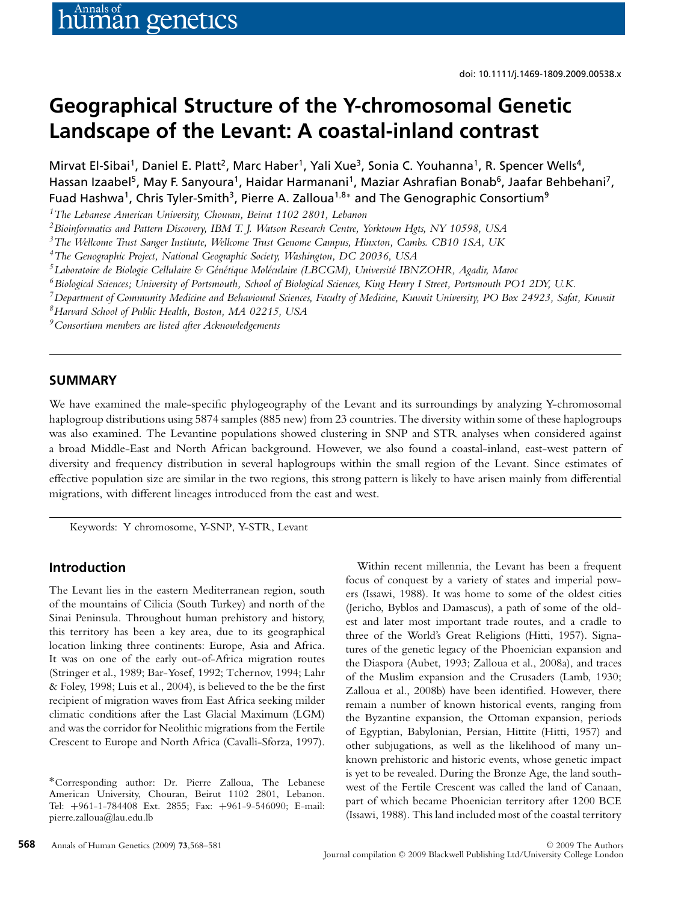# Geographical Structure of the Y-chromosomal Genetic Landscape of the Levant: A coastal-inland contrast

Mirvat El-Sibai[1], Daniel E. Platt[2], Marc Haber[1], Yali Xue[3], Sonia C. Youhanna[1], R. Spencer Wells[4], Hassan Izaabel[5], May F. Sanyoura[1], Haidar Harmanani[1], Maziar Ashrafian Bonab[6], Jaafar Behbehani[7], Fuad Hashwa[1], Chris Tyler-Smith[3], Pierre A. Zalloua[1,8]* and The Genographic Consortium[9]

[1]*The Lebanese American University, Chouran, Beirut 1102 2801, Lebanon*

[2]*Bioinformatics and Pattern Discovery, IBM T. J. Watson Research Centre, Yorktown Hgts, NY 10598, USA*

[3]*The Wellcome Trust Sanger Institute, Wellcome Trust Genome Campus, Hinxton, Cambs. CB10 1SA, UK*

[4]*The Genographic Project, National Geographic Society, Washington, DC 20036, USA*

[5]*Laboratoire de Biologie Cellulaire & Génétique Moléculaire (LBCGM), Université IBNZOHR, Agadir, Maroc*

[6]*Biological Sciences; University of Portsmouth, School of Biological Sciences, King Henry I Street, Portsmouth PO1 2DY, U.K.*

[7]*Department of Community Medicine and Behavioural Sciences, Faculty of Medicine, Kuwait University, PO Box 24923, Safat, Kuwait*

[8]*Harvard School of Public Health, Boston, MA 02215, USA*

[9]*Consortium members are listed after Acknowledgements*

## SUMMARY

We have examined the male-specific phylogeography of the Levant and its surroundings by analyzing Y-chromosomal haplogroup distributions using 5874 samples (885 new) from 23 countries. The diversity within some of these haplogroups was also examined. The Levantine populations showed clustering in SNP and STR analyses when considered against a broad Middle-East and North African background. However, we also found a coastal-inland, east-west pattern of diversity and frequency distribution in several haplogroups within the small region of the Levant. Since estimates of effective population size are similar in the two regions, this strong pattern is likely to have arisen mainly from differential migrations, with different lineages introduced from the east and west.

Keywords: Y chromosome, Y-SNP, Y-STR, Levant

## Introduction

The Levant lies in the eastern Mediterranean region, south of the mountains of Cilicia (South Turkey) and north of the Sinai Peninsula. Throughout human prehistory and history, this territory has been a key area, due to its geographical location linking three continents: Europe, Asia and Africa. It was on one of the early out-of-Africa migration routes (Stringer et al., 1989; Bar-Yosef, 1992; Tchernov, 1994; Lahr & Foley, 1998; Luis et al., 2004), is believed to the be the first recipient of migration waves from East Africa seeking milder climatic conditions after the Last Glacial Maximum (LGM) and was the corridor for Neolithic migrations from the Fertile Crescent to Europe and North Africa (Cavalli-Sforza, 1997).

Within recent millennia, the Levant has been a frequent focus of conquest by a variety of states and imperial powers (Issawi, 1988). It was home to some of the oldest cities (Jericho, Byblos and Damascus), a path of some of the oldest and later most important trade routes, and a cradle to three of the World's Great Religions (Hitti, 1957). Signatures of the genetic legacy of the Phoenician expansion and the Diaspora (Aubet, 1993; Zalloua et al., 2008a), and traces of the Muslim expansion and the Crusaders (Lamb, 1930; Zalloua et al., 2008b) have been identified. However, there remain a number of known historical events, ranging from the Byzantine expansion, the Ottoman expansion, periods of Egyptian, Babylonian, Persian, Hittite (Hitti, 1957) and other subjugations, as well as the likelihood of many unknown prehistoric and historic events, whose genetic impact is yet to be revealed. During the Bronze Age, the land southwest of the Fertile Crescent was called the land of Canaan, part of which became Phoenician territory after 1200 BCE (Issawi, 1988). This land included most of the coastal territory

*Corresponding author: Dr. Pierre Zalloua, The Lebanese American University, Chouran, Beirut 1102 2801, Lebanon. Tel: +961-1-784408 Ext. 2855; Fax: +961-9-546090; E-mail: pierre.zalloua@lau.edu.lb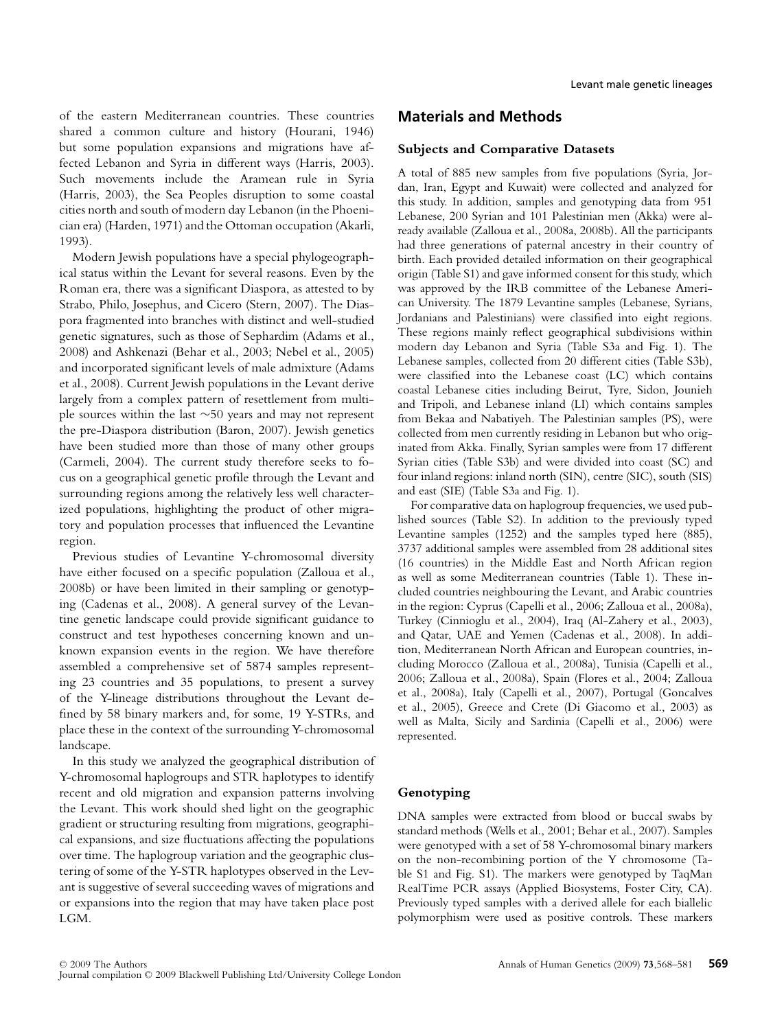of the eastern Mediterranean countries. These countries shared a common culture and history (Hourani, 1946) but some population expansions and migrations have affected Lebanon and Syria in different ways (Harris, 2003). Such movements include the Aramean rule in Syria (Harris, 2003), the Sea Peoples disruption to some coastal cities north and south of modern day Lebanon (in the Phoenician era) (Harden, 1971) and the Ottoman occupation (Akarli, 1993).

Modern Jewish populations have a special phylogeographical status within the Levant for several reasons. Even by the Roman era, there was a significant Diaspora, as attested to by Strabo, Philo, Josephus, and Cicero (Stern, 2007). The Diaspora fragmented into branches with distinct and well-studied genetic signatures, such as those of Sephardim (Adams et al., 2008) and Ashkenazi (Behar et al., 2003; Nebel et al., 2005) and incorporated significant levels of male admixture (Adams et al., 2008). Current Jewish populations in the Levant derive largely from a complex pattern of resettlement from multiple sources within the last ~50 years and may not represent the pre-Diaspora distribution (Baron, 2007). Jewish genetics have been studied more than those of many other groups (Carmeli, 2004). The current study therefore seeks to focus on a geographical genetic profile through the Levant and surrounding regions among the relatively less well characterized populations, highlighting the product of other migratory and population processes that influenced the Levantine region.

Previous studies of Levantine Y-chromosomal diversity have either focused on a specific population (Zalloua et al., 2008b) or have been limited in their sampling or genotyping (Cadenas et al., 2008). A general survey of the Levantine genetic landscape could provide significant guidance to construct and test hypotheses concerning known and unknown expansion events in the region. We have therefore assembled a comprehensive set of 5874 samples representing 23 countries and 35 populations, to present a survey of the Y-lineage distributions throughout the Levant defined by 58 binary markers and, for some, 19 Y-STRs, and place these in the context of the surrounding Y-chromosomal landscape.

In this study we analyzed the geographical distribution of Y-chromosomal haplogroups and STR haplotypes to identify recent and old migration and expansion patterns involving the Levant. This work should shed light on the geographic gradient or structuring resulting from migrations, geographical expansions, and size fluctuations affecting the populations over time. The haplogroup variation and the geographic clustering of some of the Y-STR haplotypes observed in the Levant is suggestive of several succeeding waves of migrations and or expansions into the region that may have taken place post LGM.

## Materials and Methods

### Subjects and Comparative Datasets

A total of 885 new samples from five populations (Syria, Jordan, Iran, Egypt and Kuwait) were collected and analyzed for this study. In addition, samples and genotyping data from 951 Lebanese, 200 Syrian and 101 Palestinian men (Akka) were already available (Zalloua et al., 2008a, 2008b). All the participants had three generations of paternal ancestry in their country of birth. Each provided detailed information on their geographical origin (Table S1) and gave informed consent for this study, which was approved by the IRB committee of the Lebanese American University. The 1879 Levantine samples (Lebanese, Syrians, Jordanians and Palestinians) were classified into eight regions. These regions mainly reflect geographical subdivisions within modern day Lebanon and Syria (Table S3a and Fig. 1). The Lebanese samples, collected from 20 different cities (Table S3b), were classified into the Lebanese coast (LC) which contains coastal Lebanese cities including Beirut, Tyre, Sidon, Jounieh and Tripoli, and Lebanese inland (LI) which contains samples from Bekaa and Nabatiyeh. The Palestinian samples (PS), were collected from men currently residing in Lebanon but who originated from Akka. Finally, Syrian samples were from 17 different Syrian cities (Table S3b) and were divided into coast (SC) and four inland regions: inland north (SIN), centre (SIC), south (SIS) and east (SIE) (Table S3a and Fig. 1).

For comparative data on haplogroup frequencies, we used published sources (Table S2). In addition to the previously typed Levantine samples (1252) and the samples typed here (885), 3737 additional samples were assembled from 28 additional sites (16 countries) in the Middle East and North African region as well as some Mediterranean countries (Table 1). These included countries neighbouring the Levant, and Arabic countries in the region: Cyprus (Capelli et al., 2006; Zalloua et al., 2008a), Turkey (Cinnioglu et al., 2004), Iraq (Al-Zahery et al., 2003), and Qatar, UAE and Yemen (Cadenas et al., 2008). In addition, Mediterranean North African and European countries, including Morocco (Zalloua et al., 2008a), Tunisia (Capelli et al., 2006; Zalloua et al., 2008a), Spain (Flores et al., 2004; Zalloua et al., 2008a), Italy (Capelli et al., 2007), Portugal (Goncalves et al., 2005), Greece and Crete (Di Giacomo et al., 2003) as well as Malta, Sicily and Sardinia (Capelli et al., 2006) were represented.

### Genotyping

DNA samples were extracted from blood or buccal swabs by standard methods (Wells et al., 2001; Behar et al., 2007). Samples were genotyped with a set of 58 Y-chromosomal binary markers on the non-recombining portion of the Y chromosome (Table S1 and Fig. S1). The markers were genotyped by TaqMan RealTime PCR assays (Applied Biosystems, Foster City, CA). Previously typed samples with a derived allele for each biallelic polymorphism were used as positive controls. These markers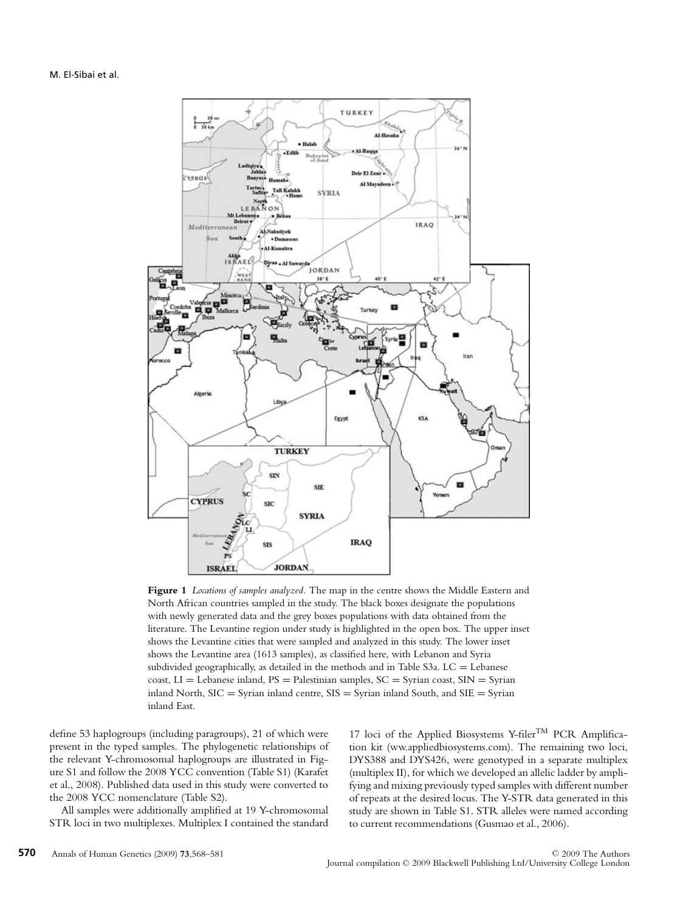**Figure 1** *Locations of samples analyzed.* The map in the centre shows the Middle Eastern and North African countries sampled in the study. The black boxes designate the populations with newly generated data and the grey boxes populations with data obtained from the literature. The Levantine region under study is highlighted in the open box. The upper inset shows the Levantine cities that were sampled and analyzed in this study. The lower inset shows the Levantine area (1613 samples), as classified here, with Lebanon and Syria subdivided geographically, as detailed in the methods and in Table S3a. LC = Lebanese coast, LI = Lebanese inland, PS = Palestinian samples, SC = Syrian coast, SIN = Syrian inland North, SIC = Syrian inland centre, SIS = Syrian inland South, and SIE = Syrian inland East.

define 53 haplogroups (including paragroups), 21 of which were present in the typed samples. The phylogenetic relationships of the relevant Y-chromosomal haplogroups are illustrated in Figure S1 and follow the 2008 YCC convention (Table S1) (Karafet et al., 2008). Published data used in this study were converted to the 2008 YCC nomenclature (Table S2).

All samples were additionally amplified at 19 Y-chromosomal STR loci in two multiplexes. Multiplex I contained the standard 17 loci of the Applied Biosystems Y-filer™ PCR Amplification kit (www.appliedbiosystems.com). The remaining two loci, DYS388 and DYS426, were genotyped in a separate multiplex (multiplex II), for which we developed an allelic ladder by amplifying and mixing previously typed samples with different number of repeats at the desired locus. The Y-STR data generated in this study are shown in Table S1. STR alleles were named according to current recommendations (Gusmao et al., 2006).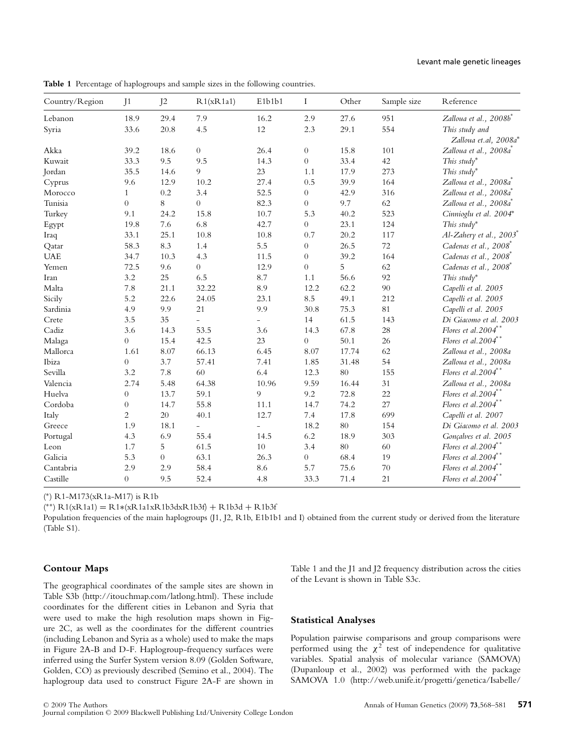**Table 1** Percentage of haplogroups and sample sizes in the following countries.

| Country/Region | J1 | J2 | R1(xR1a1) | E1b1b1 | I | Other | Sample size | Reference |
|---|---|---|---|---|---|---|---|---|
| Lebanon | 18.9 | 29.4 | 7.9 | 16.2 | 2.9 | 27.6 | 951 | *Zalloua et al., 2008b*[*] |
| Syria | 33.6 | 20.8 | 4.5 | 12 | 2.3 | 29.1 | 554 | *This study and Zalloua et.al, 2008a*[*] |
| Akka | 39.2 | 18.6 | 0 | 26.4 | 0 | 15.8 | 101 | *Zalloua et al., 2008a*[*] |
| Kuwait | 33.3 | 9.5 | 9.5 | 14.3 | 0 | 33.4 | 42 | *This study*[*] |
| Jordan | 35.5 | 14.6 | 9 | 23 | 1.1 | 17.9 | 273 | *This study*[*] |
| Cyprus | 9.6 | 12.9 | 10.2 | 27.4 | 0.5 | 39.9 | 164 | *Zalloua et al., 2008a*[*] |
| Morocco | 1 | 0.2 | 3.4 | 52.5 | 0 | 42.9 | 316 | *Zalloua et al., 2008a*[*] |
| Tunisia | 0 | 8 | 0 | 82.3 | 0 | 9.7 | 62 | *Zalloua et al., 2008a*[*] |
| Turkey | 9.1 | 24.2 | 15.8 | 10.7 | 5.3 | 40.2 | 523 | *Cinnioglu et al. 2004*[*] |
| Egypt | 19.8 | 7.6 | 6.8 | 42.7 | 0 | 23.1 | 124 | *This study*[*] |
| Iraq | 33.1 | 25.1 | 10.8 | 10.8 | 0.7 | 20.2 | 117 | *Al-Zahery et al., 2003*[*] |
| Qatar | 58.3 | 8.3 | 1.4 | 5.5 | 0 | 26.5 | 72 | *Cadenas et al., 2008*[*] |
| UAE | 34.7 | 10.3 | 4.3 | 11.5 | 0 | 39.2 | 164 | *Cadenas et al., 2008*[*] |
| Yemen | 72.5 | 9.6 | 0 | 12.9 | 0 | 5 | 62 | *Cadenas et al., 2008*[*] |
| Iran | 3.2 | 25 | 6.5 | 8.7 | 1.1 | 56.6 | 92 | *This study*[*] |
| Malta | 7.8 | 21.1 | 32.22 | 8.9 | 12.2 | 62.2 | 90 | *Capelli et al. 2005* |
| Sicily | 5.2 | 22.6 | 24.05 | 23.1 | 8.5 | 49.1 | 212 | *Capelli et al. 2005* |
| Sardinia | 4.9 | 9.9 | 21 | 9.9 | 30.8 | 75.3 | 81 | *Capelli et al. 2005* |
| Crete | 3.5 | 35 | - | - | 14 | 61.5 | 143 | *Di Giacomo et al. 2003* |
| Cadiz | 3.6 | 14.3 | 53.5 | 3.6 | 14.3 | 67.8 | 28 | *Flores et al.2004*[**] |
| Malaga | 0 | 15.4 | 42.5 | 23 | 0 | 50.1 | 26 | *Flores et al.2004*[**] |
| Mallorca | 1.61 | 8.07 | 66.13 | 6.45 | 8.07 | 17.74 | 62 | *Zalloua et al., 2008a* |
| Ibiza | 0 | 3.7 | 57.41 | 7.41 | 1.85 | 31.48 | 54 | *Zalloua et al., 2008a* |
| Sevilla | 3.2 | 7.8 | 60 | 6.4 | 12.3 | 80 | 155 | *Flores et al.2004*[**] |
| Valencia | 2.74 | 5.48 | 64.38 | 10.96 | 9.59 | 16.44 | 31 | *Zalloua et al., 2008a* |
| Huelva | 0 | 13.7 | 59.1 | 9 | 9.2 | 72.8 | 22 | *Flores et al.2004*[**] |
| Cordoba | 0 | 14.7 | 55.8 | 11.1 | 14.7 | 74.2 | 27 | *Flores et al.2004*[**] |
| Italy | 2 | 20 | 40.1 | 12.7 | 7.4 | 17.8 | 699 | *Capelli et al. 2007* |
| Greece | 1.9 | 18.1 | - | - | 18.2 | 80 | 154 | *Di Giacomo et al. 2003* |
| Portugal | 4.3 | 6.9 | 55.4 | 14.5 | 6.2 | 18.9 | 303 | *Gonçalves et al. 2005* |
| Leon | 1.7 | 5 | 61.5 | 10 | 3.4 | 80 | 60 | *Flores et al.2004*[**] |
| Galicia | 5.3 | 0 | 63.1 | 26.3 | 0 | 68.4 | 19 | *Flores et al.2004*[**] |
| Cantabria | 2.9 | 2.9 | 58.4 | 8.6 | 5.7 | 75.6 | 70 | *Flores et al.2004*[**] |
| Castille | 0 | 9.5 | 52.4 | 4.8 | 33.3 | 71.4 | 21 | *Flores et al.2004*[**] |

(*) R1-M173(xR1a-M17) is R1b

(**) R1(xR1a1) = R1*(xR1a1xR1b3dxR1b3f) + R1b3d + R1b3f

Population frequencies of the main haplogroups (J1, J2, R1b, E1b1b1 and I) obtained from the current study or derived from the literature (Table S1).

## Contour Maps

The geographical coordinates of the sample sites are shown in Table S3b (http://itouchmap.com/latlong.html). These include coordinates for the different cities in Lebanon and Syria that were used to make the high resolution maps shown in Figure 2C, as well as the coordinates for the different countries (including Lebanon and Syria as a whole) used to make the maps in Figure 2A-B and D-F. Haplogroup-frequency surfaces were inferred using the Surfer System version 8.09 (Golden Software, Golden, CO) as previously described (Semino et al., 2004). The haplogroup data used to construct Figure 2A-F are shown in Table 1 and the J1 and J2 frequency distribution across the cities of the Levant is shown in Table S3c.

## Statistical Analyses

Population pairwise comparisons and group comparisons were performed using the $\chi^2$ test of independence for qualitative variables. Spatial analysis of molecular variance (SAMOVA) (Dupanloup et al., 2002) was performed with the package SAMOVA 1.0 (http://web.unife.it/progetti/genetica/Isabelle/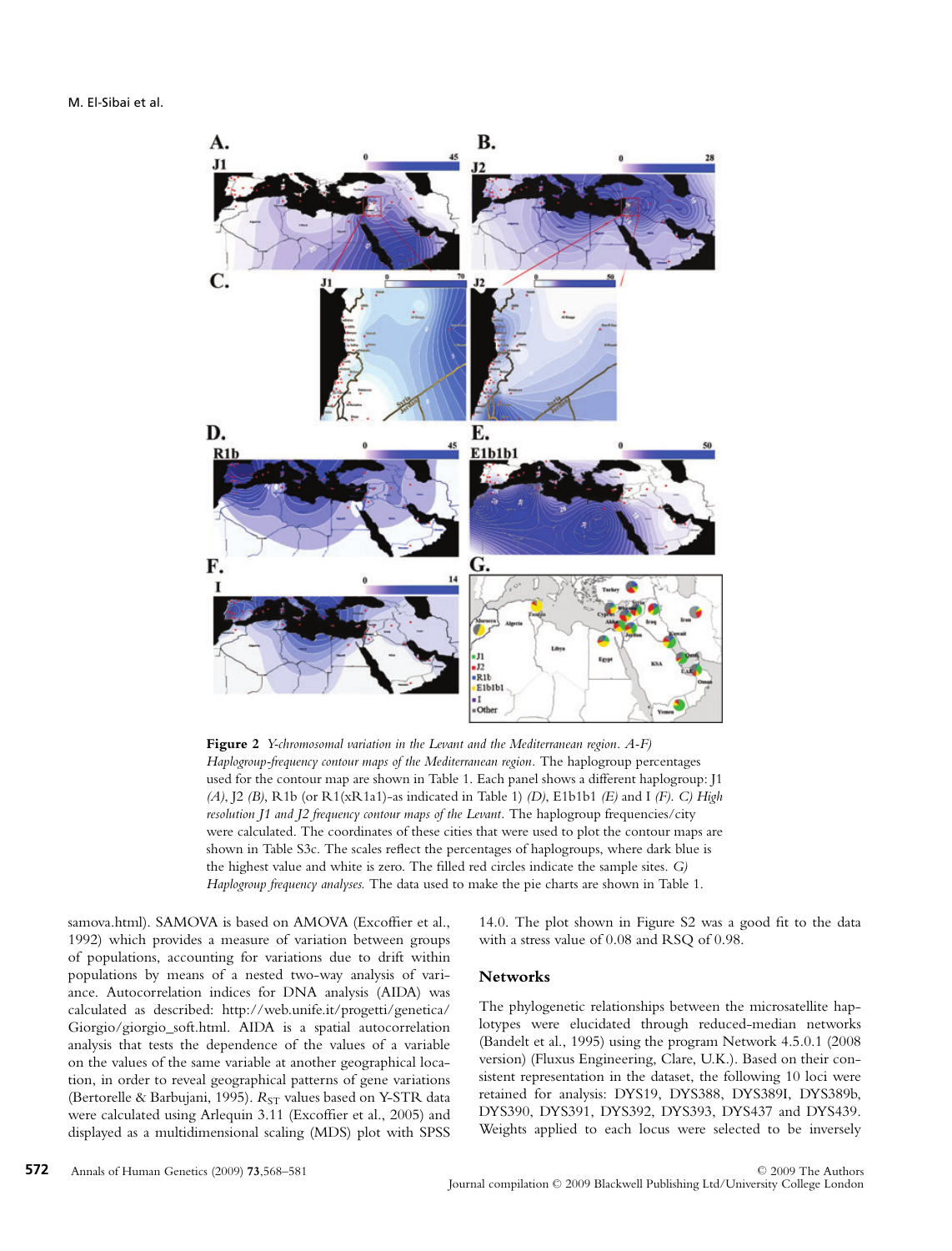**Figure 2** *Y-chromosomal variation in the Levant and the Mediterranean region. A-F) Haplogroup-frequency contour maps of the Mediterranean region.* The haplogroup percentages used for the contour map are shown in Table 1. Each panel shows a different haplogroup: J1 *(A)*, J2 *(B)*, R1b (or R1(xR1a1)-as indicated in Table 1) *(D)*, E1b1b1 *(E)* and I *(F)*. *C) High resolution J1 and J2 frequency contour maps of the Levant.* The haplogroup frequencies/city were calculated. The coordinates of these cities that were used to plot the contour maps are shown in Table S3c. The scales reflect the percentages of haplogroups, where dark blue is the highest value and white is zero. The filled red circles indicate the sample sites. *G) Haplogroup frequency analyses.* The data used to make the pie charts are shown in Table 1.

samova.html). SAMOVA is based on AMOVA (Excoffier et al., 1992) which provides a measure of variation between groups of populations, accounting for variations due to drift within populations by means of a nested two-way analysis of variance. Autocorrelation indices for DNA analysis (AIDA) was calculated as described: http://web.unife.it/progetti/genetica/Giorgio/giorgio_soft.html. AIDA is a spatial autocorrelation analysis that tests the dependence of the values of a variable on the values of the same variable at another geographical location, in order to reveal geographical patterns of gene variations (Bertorelle & Barbujani, 1995). $R_{ST}$ values based on Y-STR data were calculated using Arlequin 3.11 (Excoffier et al., 2005) and displayed as a multidimensional scaling (MDS) plot with SPSS 14.0. The plot shown in Figure S2 was a good fit to the data with a stress value of 0.08 and RSQ of 0.98.

## Networks

The phylogenetic relationships between the microsatellite haplotypes were elucidated through reduced-median networks (Bandelt et al., 1995) using the program Network 4.5.0.1 (2008 version) (Fluxus Engineering, Clare, U.K.). Based on their consistent representation in the dataset, the following 10 loci were retained for analysis: DYS19, DYS388, DYS389I, DYS389b, DYS390, DYS391, DYS392, DYS393, DYS437 and DYS439. Weights applied to each locus were selected to be inversely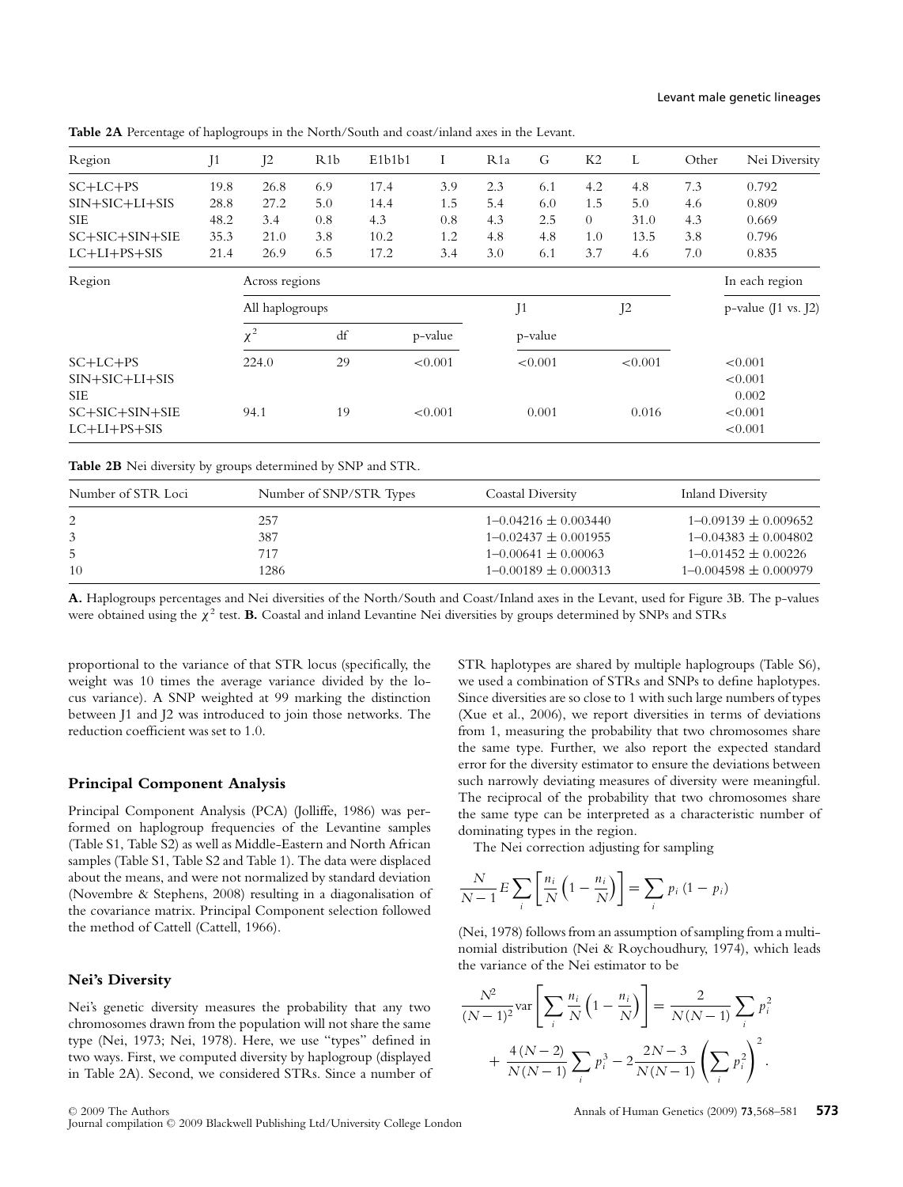**Table 2A** Percentage of haplogroups in the North/South and coast/inland axes in the Levant.

| Region | J1 | J2 | R1b | E1b1b1 | I | R1a | G | K2 | L | Other | Nei Diversity |
|---|---|---|---|---|---|---|---|---|---|---|---|
| SC+LC+PS | 19.8 | 26.8 | 6.9 | 17.4 | 3.9 | 2.3 | 6.1 | 4.2 | 4.8 | 7.3 | 0.792 |
| SIN+SIC+LI+SIS | 28.8 | 27.2 | 5.0 | 14.4 | 1.5 | 5.4 | 6.0 | 1.5 | 5.0 | 4.6 | 0.809 |
| SIE | 48.2 | 3.4 | 0.8 | 4.3 | 0.8 | 4.3 | 2.5 | 0 | 31.0 | 4.3 | 0.669 |
| SC+SIC+SIN+SIE | 35.3 | 21.0 | 3.8 | 10.2 | 1.2 | 4.8 | 4.8 | 1.0 | 13.5 | 3.8 | 0.796 |
| LC+LI+PS+SIS | 21.4 | 26.9 | 6.5 | 17.2 | 3.4 | 3.0 | 6.1 | 3.7 | 4.6 | 7.0 | 0.835 |

| Region | Across regions | | | | | In each region |
|---|---|---|---|---|---|---|
| | All haplogroups | | | J1 | J2 | p-value (J1 vs. J2) |
| | $\chi^2$ | df | p-value | p-value | | |
| SC+LC+PS | 224.0 | 29 | <0.001 | <0.001 | <0.001 | <0.001 |
| SIN+SIC+LI+SIS | | | | | | <0.001 |
| SIE | | | | | | 0.002 |
| SC+SIC+SIN+SIE | 94.1 | 19 | <0.001 | 0.001 | 0.016 | <0.001 |
| LC+LI+PS+SIS | | | | | | <0.001 |

**Table 2B** Nei diversity by groups determined by SNP and STR.

| Number of STR Loci | Number of SNP/STR Types | Coastal Diversity | Inland Diversity |
|---|---|---|---|
| 2 | 257 | 1–0.04216 ± 0.003440 | 1–0.09139 ± 0.009652 |
| 3 | 387 | 1–0.02437 ± 0.001955 | 1–0.04383 ± 0.004802 |
| 5 | 717 | 1–0.00641 ± 0.00063 | 1–0.01452 ± 0.00226 |
| 10 | 1286 | 1–0.00189 ± 0.000313 | 1–0.004598 ± 0.000979 |

**A.** Haplogroups percentages and Nei diversities of the North/South and Coast/Inland axes in the Levant, used for Figure 3B. The p-values were obtained using the $\chi^2$ test. **B.** Coastal and inland Levantine Nei diversities by groups determined by SNPs and STRs

proportional to the variance of that STR locus (specifically, the weight was 10 times the average variance divided by the locus variance). A SNP weighted at 99 marking the distinction between J1 and J2 was introduced to join those networks. The reduction coefficient was set to 1.0.

## Principal Component Analysis

Principal Component Analysis (PCA) (Jolliffe, 1986) was performed on haplogroup frequencies of the Levantine samples (Table S1, Table S2) as well as Middle-Eastern and North African samples (Table S1, Table S2 and Table 1). The data were displaced about the means, and were not normalized by standard deviation (Novembre & Stephens, 2008) resulting in a diagonalisation of the covariance matrix. Principal Component selection followed the method of Cattell (Cattell, 1966).

## Nei's Diversity

Nei's genetic diversity measures the probability that any two chromosomes drawn from the population will not share the same type (Nei, 1973; Nei, 1978). Here, we use "types" defined in two ways. First, we computed diversity by haplogroup (displayed in Table 2A). Second, we considered STRs. Since a number of STR haplotypes are shared by multiple haplogroups (Table S6), we used a combination of STRs and SNPs to define haplotypes. Since diversities are so close to 1 with such large numbers of types (Xue et al., 2006), we report diversities in terms of deviations from 1, measuring the probability that two chromosomes share the same type. Further, we also report the expected standard error for the diversity estimator to ensure the deviations between such narrowly deviating measures of diversity were meaningful. The reciprocal of the probability that two chromosomes share the same type can be interpreted as a characteristic number of dominating types in the region.

The Nei correction adjusting for sampling

$$\frac{N}{N-1} E \sum_i \left[ \frac{n_i}{N} \left( 1 - \frac{n_i}{N} \right) \right] = \sum_i p_i \left( 1 - p_i \right)$$

(Nei, 1978) follows from an assumption of sampling from a multinomial distribution (Nei & Roychoudhury, 1974), which leads the variance of the Nei estimator to be

$$\frac{N^2}{(N-1)^2} \mathrm{var} \left[ \sum_i \frac{n_i}{N} \left( 1 - \frac{n_i}{N} \right) \right] = \frac{2}{N(N-1)} \sum_i p_i^2 + \frac{4(N-2)}{N(N-1)} \sum_i p_i^3 - 2 \frac{2N-3}{N(N-1)} \left( \sum_i p_i^2 \right)^2.$$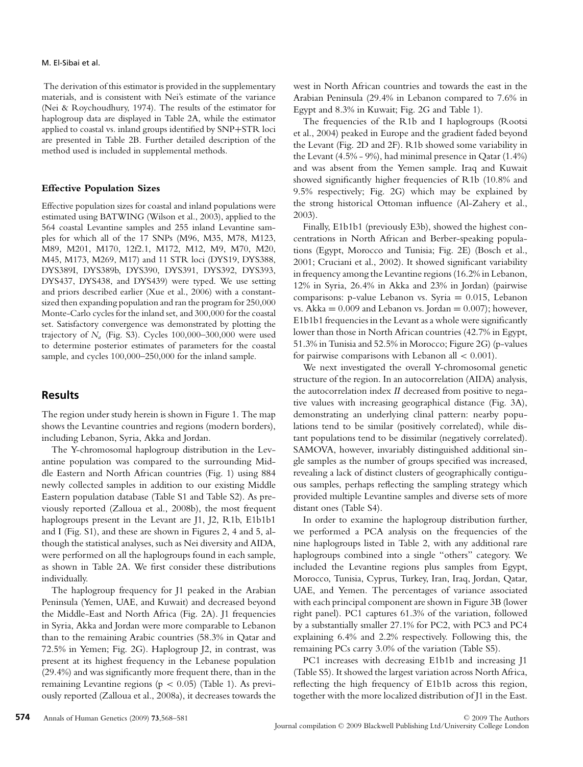The derivation of this estimator is provided in the supplementary materials, and is consistent with Nei's estimate of the variance (Nei & Roychoudhury, 1974). The results of the estimator for haplogroup data are displayed in Table 2A, while the estimator applied to coastal vs. inland groups identified by SNP+STR loci are presented in Table 2B. Further detailed description of the method used is included in supplemental methods.

### Effective Population Sizes

Effective population sizes for coastal and inland populations were estimated using BATWING (Wilson et al., 2003), applied to the 564 coastal Levantine samples and 255 inland Levantine samples for which all of the 17 SNPs (M96, M35, M78, M123, M89, M201, M170, 12f2.1, M172, M12, M9, M70, M20, M45, M173, M269, M17) and 11 STR loci (DYS19, DYS388, DYS389I, DYS389b, DYS390, DYS391, DYS392, DYS393, DYS437, DYS438, and DYS439) were typed. We use setting and priors described earlier (Xue et al., 2006) with a constant-sized then expanding population and ran the program for 250,000 Monte-Carlo cycles for the inland set, and 300,000 for the coastal set. Satisfactory convergence was demonstrated by plotting the trajectory of $N_a$ (Fig. S3). Cycles 100,000–300,000 were used to determine posterior estimates of parameters for the coastal sample, and cycles 100,000–250,000 for the inland sample.

## Results

The region under study herein is shown in Figure 1. The map shows the Levantine countries and regions (modern borders), including Lebanon, Syria, Akka and Jordan.

The Y-chromosomal haplogroup distribution in the Levantine population was compared to the surrounding Middle Eastern and North African countries (Fig. 1) using 884 newly collected samples in addition to our existing Middle Eastern population database (Table S1 and Table S2). As previously reported (Zalloua et al., 2008b), the most frequent haplogroups present in the Levant are J1, J2, R1b, E1b1b1 and I (Fig. S1), and these are shown in Figures 2, 4 and 5, although the statistical analyses, such as Nei diversity and AIDA, were performed on all the haplogroups found in each sample, as shown in Table 2A. We first consider these distributions individually.

The haplogroup frequency for J1 peaked in the Arabian Peninsula (Yemen, UAE, and Kuwait) and decreased beyond the Middle-East and North Africa (Fig. 2A). J1 frequencies in Syria, Akka and Jordan were more comparable to Lebanon than to the remaining Arabic countries (58.3% in Qatar and 72.5% in Yemen; Fig. 2G). Haplogroup J2, in contrast, was present at its highest frequency in the Lebanese population (29.4%) and was significantly more frequent there, than in the remaining Levantine regions ($p < 0.05$) (Table 1). As previously reported (Zalloua et al., 2008a), it decreases towards the west in North African countries and towards the east in the Arabian Peninsula (29.4% in Lebanon compared to 7.6% in Egypt and 8.3% in Kuwait; Fig. 2G and Table 1).

The frequencies of the R1b and I haplogroups (Rootsi et al., 2004) peaked in Europe and the gradient faded beyond the Levant (Fig. 2D and 2F). R1b showed some variability in the Levant (4.5% - 9%), had minimal presence in Qatar (1.4%) and was absent from the Yemen sample. Iraq and Kuwait showed significantly higher frequencies of R1b (10.8% and 9.5% respectively; Fig. 2G) which may be explained by the strong historical Ottoman influence (Al-Zahery et al., 2003).

Finally, E1b1b1 (previously E3b), showed the highest concentrations in North African and Berber-speaking populations (Egypt, Morocco and Tunisia; Fig. 2E) (Bosch et al., 2001; Cruciani et al., 2002). It showed significant variability in frequency among the Levantine regions (16.2% in Lebanon, 12% in Syria, 26.4% in Akka and 23% in Jordan) (pairwise comparisons: p-value Lebanon vs. Syria = 0.015, Lebanon vs. Akka = 0.009 and Lebanon vs. Jordan = 0.007); however, E1b1b1 frequencies in the Levant as a whole were significantly lower than those in North African countries (42.7% in Egypt, 51.3% in Tunisia and 52.5% in Morocco; Figure 2G) (p-values for pairwise comparisons with Lebanon all $< 0.001$).

We next investigated the overall Y-chromosomal genetic structure of the region. In an autocorrelation (AIDA) analysis, the autocorrelation index *II* decreased from positive to negative values with increasing geographical distance (Fig. 3A), demonstrating an underlying clinal pattern: nearby populations tend to be similar (positively correlated), while distant populations tend to be dissimilar (negatively correlated). SAMOVA, however, invariably distinguished additional single samples as the number of groups specified was increased, revealing a lack of distinct clusters of geographically contiguous samples, perhaps reflecting the sampling strategy which provided multiple Levantine samples and diverse sets of more distant ones (Table S4).

In order to examine the haplogroup distribution further, we performed a PCA analysis on the frequencies of the nine haplogroups listed in Table 2, with any additional rare haplogroups combined into a single "others" category. We included the Levantine regions plus samples from Egypt, Morocco, Tunisia, Cyprus, Turkey, Iran, Iraq, Jordan, Qatar, UAE, and Yemen. The percentages of variance associated with each principal component are shown in Figure 3B (lower right panel). PC1 captures 61.3% of the variation, followed by a substantially smaller 27.1% for PC2, with PC3 and PC4 explaining 6.4% and 2.2% respectively. Following this, the remaining PCs carry 3.0% of the variation (Table S5).

PC1 increases with decreasing E1b1b and increasing J1 (Table S5). It showed the largest variation across North Africa, reflecting the high frequency of E1b1b across this region, together with the more localized distribution of J1 in the East.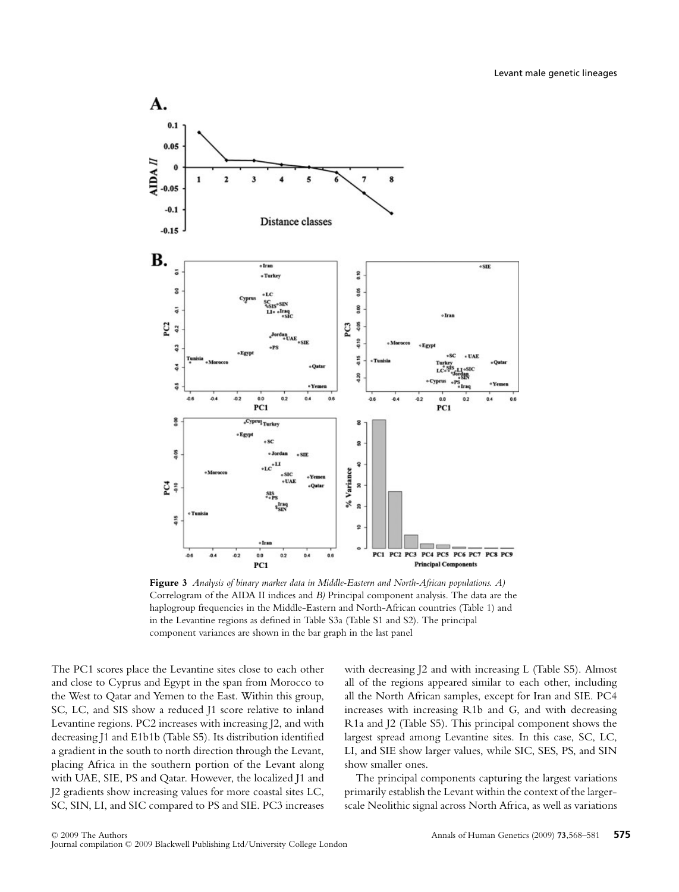**Figure 3** *Analysis of binary marker data in Middle-Eastern and North-African populations. A)* Correlogram of the AIDA II indices and *B)* Principal component analysis. The data are the haplogroup frequencies in the Middle-Eastern and North-African countries (Table 1) and in the Levantine regions as defined in Table S3a (Table S1 and S2). The principal component variances are shown in the bar graph in the last panel

The PC1 scores place the Levantine sites close to each other and close to Cyprus and Egypt in the span from Morocco to the West to Qatar and Yemen to the East. Within this group, SC, LC, and SIS show a reduced J1 score relative to inland Levantine regions. PC2 increases with increasing J2, and with decreasing J1 and E1b1b (Table S5). Its distribution identified a gradient in the south to north direction through the Levant, placing Africa in the southern portion of the Levant along with UAE, SIE, PS and Qatar. However, the localized J1 and J2 gradients show increasing values for more coastal sites LC, SC, SIN, LI, and SIC compared to PS and SIE. PC3 increases with decreasing J2 and with increasing L (Table S5). Almost all of the regions appeared similar to each other, including all the North African samples, except for Iran and SIE. PC4 increases with increasing R1b and G, and with decreasing R1a and J2 (Table S5). This principal component shows the largest spread among Levantine sites. In this case, SC, LC, LI, and SIE show larger values, while SIC, SES, PS, and SIN show smaller ones.

The principal components capturing the largest variations primarily establish the Levant within the context of the larger-scale Neolithic signal across North Africa, as well as variations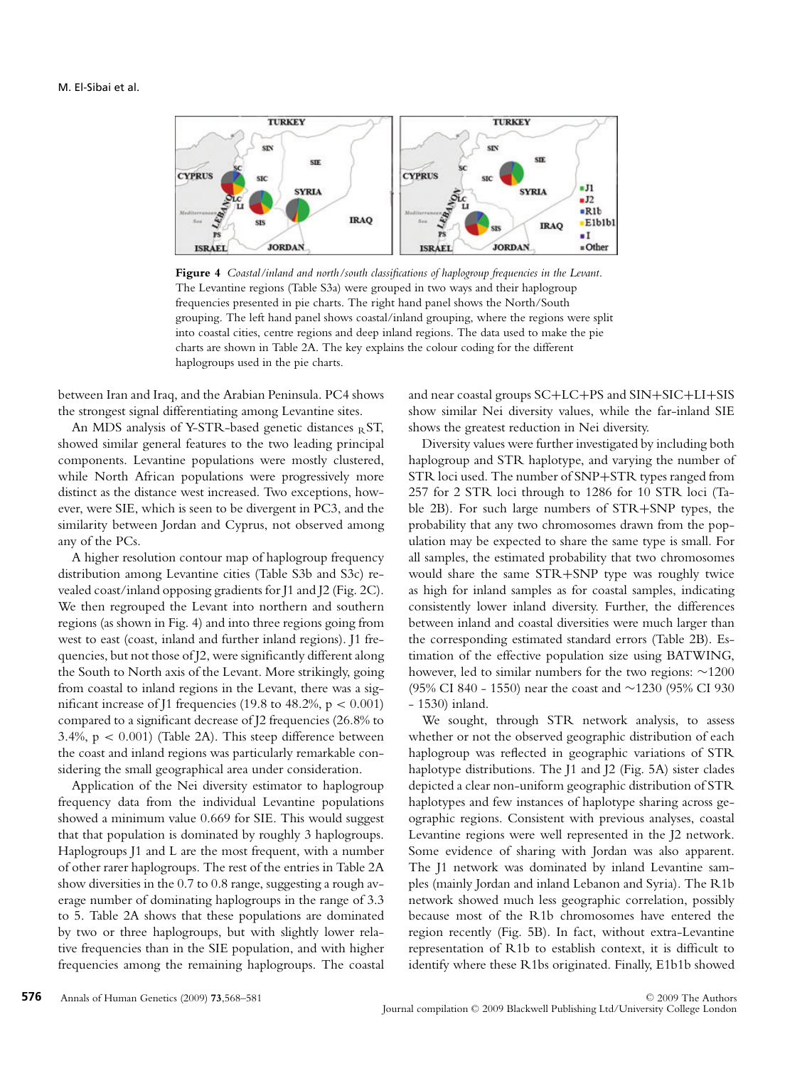**Figure 4** *Coastal/inland and north/south classifications of haplogroup frequencies in the Levant.* The Levantine regions (Table S3a) were grouped in two ways and their haplogroup frequencies presented in pie charts. The right hand panel shows the North/South grouping. The left hand panel shows coastal/inland grouping, where the regions were split into coastal cities, centre regions and deep inland regions. The data used to make the pie charts are shown in Table 2A. The key explains the colour coding for the different haplogroups used in the pie charts.

between Iran and Iraq, and the Arabian Peninsula. PC4 shows the strongest signal differentiating among Levantine sites.

An MDS analysis of Y-STR-based genetic distances $_R$ST, showed similar general features to the two leading principal components. Levantine populations were mostly clustered, while North African populations were progressively more distinct as the distance west increased. Two exceptions, however, were SIE, which is seen to be divergent in PC3, and the similarity between Jordan and Cyprus, not observed among any of the PCs.

A higher resolution contour map of haplogroup frequency distribution among Levantine cities (Table S3b and S3c) revealed coast/inland opposing gradients for J1 and J2 (Fig. 2C). We then regrouped the Levant into northern and southern regions (as shown in Fig. 4) and into three regions going from west to east (coast, inland and further inland regions). J1 frequencies, but not those of J2, were significantly different along the South to North axis of the Levant. More strikingly, going from coastal to inland regions in the Levant, there was a significant increase of J1 frequencies (19.8 to 48.2%, $p < 0.001$) compared to a significant decrease of J2 frequencies (26.8% to 3.4%, $p < 0.001$) (Table 2A). This steep difference between the coast and inland regions was particularly remarkable considering the small geographical area under consideration.

Application of the Nei diversity estimator to haplogroup frequency data from the individual Levantine populations showed a minimum value 0.669 for SIE. This would suggest that that population is dominated by roughly 3 haplogroups. Haplogroups J1 and L are the most frequent, with a number of other rarer haplogroups. The rest of the entries in Table 2A show diversities in the 0.7 to 0.8 range, suggesting a rough average number of dominating haplogroups in the range of 3.3 to 5. Table 2A shows that these populations are dominated by two or three haplogroups, but with slightly lower relative frequencies than in the SIE population, and with higher frequencies among the remaining haplogroups. The coastal and near coastal groups SC+LC+PS and SIN+SIC+LI+SIS show similar Nei diversity values, while the far-inland SIE shows the greatest reduction in Nei diversity.

Diversity values were further investigated by including both haplogroup and STR haplotype, and varying the number of STR loci used. The number of SNP+STR types ranged from 257 for 2 STR loci through to 1286 for 10 STR loci (Table 2B). For such large numbers of STR+SNP types, the probability that any two chromosomes drawn from the population may be expected to share the same type is small. For all samples, the estimated probability that two chromosomes would share the same STR+SNP type was roughly twice as high for inland samples as for coastal samples, indicating consistently lower inland diversity. Further, the differences between inland and coastal diversities were much larger than the corresponding estimated standard errors (Table 2B). Estimation of the effective population size using BATWING, however, led to similar numbers for the two regions: ~1200 (95% CI 840 - 1550) near the coast and ~1230 (95% CI 930 - 1530) inland.

We sought, through STR network analysis, to assess whether or not the observed geographic distribution of each haplogroup was reflected in geographic variations of STR haplotype distributions. The J1 and J2 (Fig. 5A) sister clades depicted a clear non-uniform geographic distribution of STR haplotypes and few instances of haplotype sharing across geographic regions. Consistent with previous analyses, coastal Levantine regions were well represented in the J2 network. Some evidence of sharing with Jordan was also apparent. The J1 network was dominated by inland Levantine samples (mainly Jordan and inland Lebanon and Syria). The R1b network showed much less geographic correlation, possibly because most of the R1b chromosomes have entered the region recently (Fig. 5B). In fact, without extra-Levantine representation of R1b to establish context, it is difficult to identify where these R1bs originated. Finally, E1b1b showed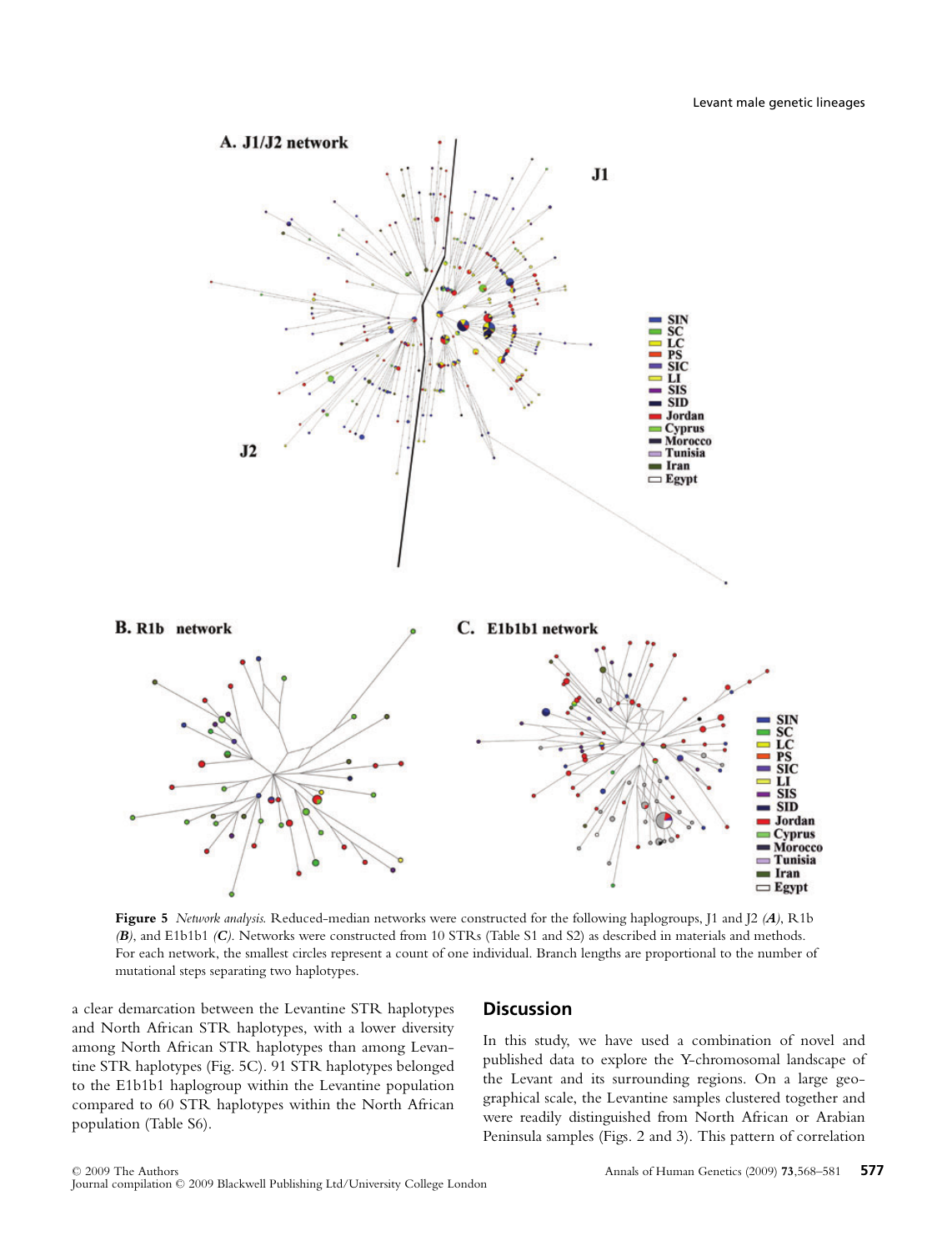**Figure 5** *Network analysis.* Reduced-median networks were constructed for the following haplogroups, J1 and J2 *(**A**)*, R1b *(**B**)*, and E1b1b1 *(**C**)*. Networks were constructed from 10 STRs (Table S1 and S2) as described in materials and methods. For each network, the smallest circles represent a count of one individual. Branch lengths are proportional to the number of mutational steps separating two haplotypes.

a clear demarcation between the Levantine STR haplotypes and North African STR haplotypes, with a lower diversity among North African STR haplotypes than among Levantine STR haplotypes (Fig. 5C). 91 STR haplotypes belonged to the E1b1b1 haplogroup within the Levantine population compared to 60 STR haplotypes within the North African population (Table S6).

## Discussion

In this study, we have used a combination of novel and published data to explore the Y-chromosomal landscape of the Levant and its surrounding regions. On a large geographical scale, the Levantine samples clustered together and were readily distinguished from North African or Arabian Peninsula samples (Figs. 2 and 3). This pattern of correlation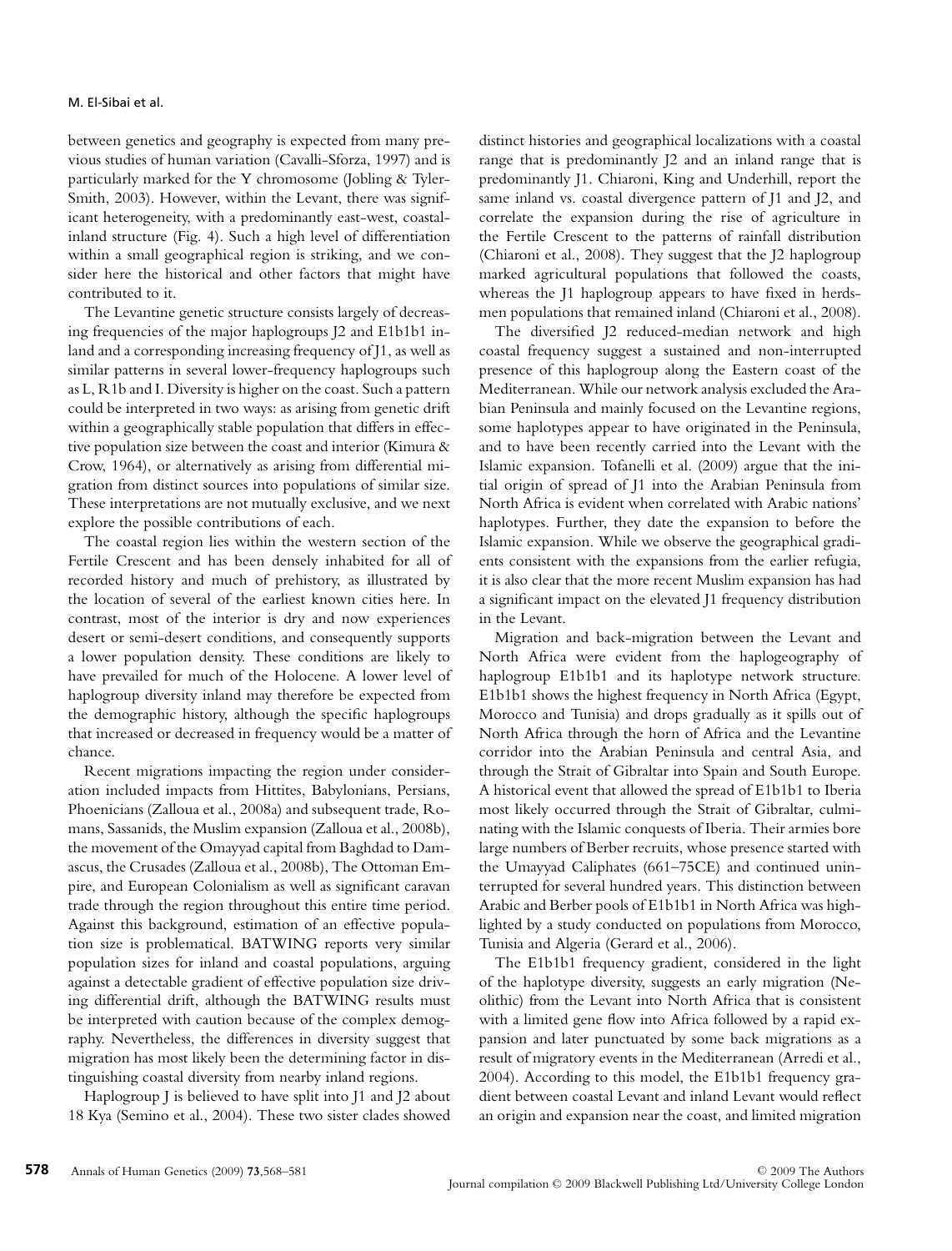between genetics and geography is expected from many previous studies of human variation (Cavalli-Sforza, 1997) and is particularly marked for the Y chromosome (Jobling & Tyler-Smith, 2003). However, within the Levant, there was significant heterogeneity, with a predominantly east-west, coastal-inland structure (Fig. 4). Such a high level of differentiation within a small geographical region is striking, and we consider here the historical and other factors that might have contributed to it.

The Levantine genetic structure consists largely of decreasing frequencies of the major haplogroups J2 and E1b1b1 inland and a corresponding increasing frequency of J1, as well as similar patterns in several lower-frequency haplogroups such as L, R1b and I. Diversity is higher on the coast. Such a pattern could be interpreted in two ways: as arising from genetic drift within a geographically stable population that differs in effective population size between the coast and interior (Kimura & Crow, 1964), or alternatively as arising from differential migration from distinct sources into populations of similar size. These interpretations are not mutually exclusive, and we next explore the possible contributions of each.

The coastal region lies within the western section of the Fertile Crescent and has been densely inhabited for all of recorded history and much of prehistory, as illustrated by the location of several of the earliest known cities here. In contrast, most of the interior is dry and now experiences desert or semi-desert conditions, and consequently supports a lower population density. These conditions are likely to have prevailed for much of the Holocene. A lower level of haplogroup diversity inland may therefore be expected from the demographic history, although the specific haplogroups that increased or decreased in frequency would be a matter of chance.

Recent migrations impacting the region under consideration included impacts from Hittites, Babylonians, Persians, Phoenicians (Zalloua et al., 2008a) and subsequent trade, Romans, Sassanids, the Muslim expansion (Zalloua et al., 2008b), the movement of the Omayyad capital from Baghdad to Damascus, the Crusades (Zalloua et al., 2008b), The Ottoman Empire, and European Colonialism as well as significant caravan trade through the region throughout this entire time period. Against this background, estimation of an effective population size is problematical. BATWING reports very similar population sizes for inland and coastal populations, arguing against a detectable gradient of effective population size driving differential drift, although the BATWING results must be interpreted with caution because of the complex demography. Nevertheless, the differences in diversity suggest that migration has most likely been the determining factor in distinguishing coastal diversity from nearby inland regions.

Haplogroup J is believed to have split into J1 and J2 about 18 Kya (Semino et al., 2004). These two sister clades showed distinct histories and geographical localizations with a coastal range that is predominantly J2 and an inland range that is predominantly J1. Chiaroni, King and Underhill, report the same inland vs. coastal divergence pattern of J1 and J2, and correlate the expansion during the rise of agriculture in the Fertile Crescent to the patterns of rainfall distribution (Chiaroni et al., 2008). They suggest that the J2 haplogroup marked agricultural populations that followed the coasts, whereas the J1 haplogroup appears to have fixed in herdsmen populations that remained inland (Chiaroni et al., 2008).

The diversified J2 reduced-median network and high coastal frequency suggest a sustained and non-interrupted presence of this haplogroup along the Eastern coast of the Mediterranean. While our network analysis excluded the Arabian Peninsula and mainly focused on the Levantine regions, some haplotypes appear to have originated in the Peninsula, and to have been recently carried into the Levant with the Islamic expansion. Tofanelli et al. (2009) argue that the initial origin of spread of J1 into the Arabian Peninsula from North Africa is evident when correlated with Arabic nations' haplotypes. Further, they date the expansion to before the Islamic expansion. While we observe the geographical gradients consistent with the expansions from the earlier refugia, it is also clear that the more recent Muslim expansion has had a significant impact on the elevated J1 frequency distribution in the Levant.

Migration and back-migration between the Levant and North Africa were evident from the haplogeography of haplogroup E1b1b1 and its haplotype network structure. E1b1b1 shows the highest frequency in North Africa (Egypt, Morocco and Tunisia) and drops gradually as it spills out of North Africa through the horn of Africa and the Levantine corridor into the Arabian Peninsula and central Asia, and through the Strait of Gibraltar into Spain and South Europe. A historical event that allowed the spread of E1b1b1 to Iberia most likely occurred through the Strait of Gibraltar, culminating with the Islamic conquests of Iberia. Their armies bore large numbers of Berber recruits, whose presence started with the Umayyad Caliphates (661–75CE) and continued uninterrupted for several hundred years. This distinction between Arabic and Berber pools of E1b1b1 in North Africa was highlighted by a study conducted on populations from Morocco, Tunisia and Algeria (Gerard et al., 2006).

The E1b1b1 frequency gradient, considered in the light of the haplotype diversity, suggests an early migration (Neolithic) from the Levant into North Africa that is consistent with a limited gene flow into Africa followed by a rapid expansion and later punctuated by some back migrations as a result of migratory events in the Mediterranean (Arredi et al., 2004). According to this model, the E1b1b1 frequency gradient between coastal Levant and inland Levant would reflect an origin and expansion near the coast, and limited migration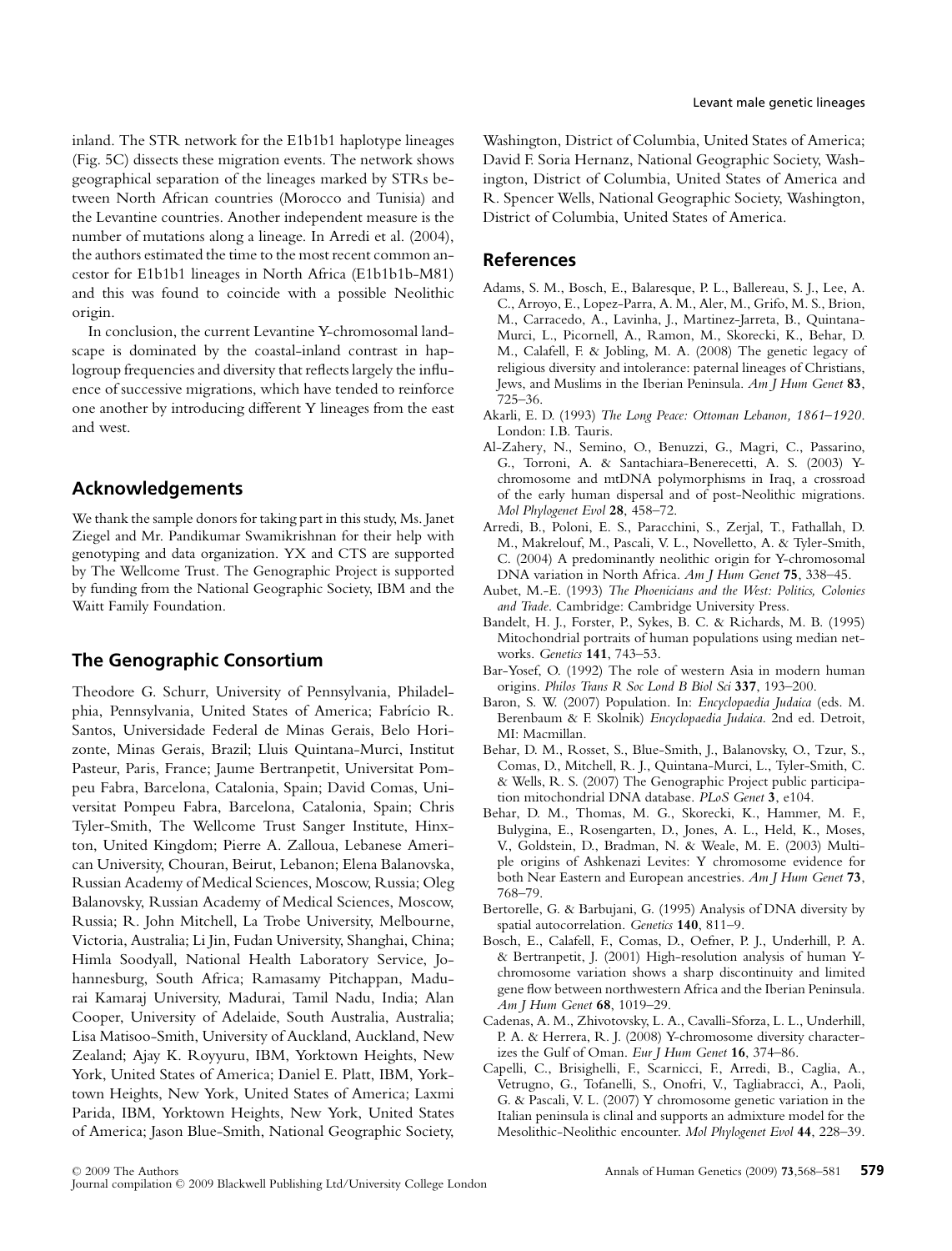inland. The STR network for the E1b1b1 haplotype lineages (Fig. 5C) dissects these migration events. The network shows geographical separation of the lineages marked by STRs between North African countries (Morocco and Tunisia) and the Levantine countries. Another independent measure is the number of mutations along a lineage. In Arredi et al. (2004), the authors estimated the time to the most recent common ancestor for E1b1b1 lineages in North Africa (E1b1b1b-M81) and this was found to coincide with a possible Neolithic origin.

In conclusion, the current Levantine Y-chromosomal landscape is dominated by the coastal-inland contrast in haplogroup frequencies and diversity that reflects largely the influence of successive migrations, which have tended to reinforce one another by introducing different Y lineages from the east and west.

## Acknowledgements

We thank the sample donors for taking part in this study, Ms. Janet Ziegel and Mr. Pandikumar Swamikrishnan for their help with genotyping and data organization. YX and CTS are supported by The Wellcome Trust. The Genographic Project is supported by funding from the National Geographic Society, IBM and the Waitt Family Foundation.

## The Genographic Consortium

Theodore G. Schurr, University of Pennsylvania, Philadelphia, Pennsylvania, United States of America; Fabrício R. Santos, Universidade Federal de Minas Gerais, Belo Horizonte, Minas Gerais, Brazil; Lluis Quintana-Murci, Institut Pasteur, Paris, France; Jaume Bertranpetit, Universitat Pompeu Fabra, Barcelona, Catalonia, Spain; David Comas, Universitat Pompeu Fabra, Barcelona, Catalonia, Spain; Chris Tyler-Smith, The Wellcome Trust Sanger Institute, Hinxton, United Kingdom; Pierre A. Zalloua, Lebanese American University, Chouran, Beirut, Lebanon; Elena Balanovska, Russian Academy of Medical Sciences, Moscow, Russia; Oleg Balanovsky, Russian Academy of Medical Sciences, Moscow, Russia; R. John Mitchell, La Trobe University, Melbourne, Victoria, Australia; Li Jin, Fudan University, Shanghai, China; Himla Soodyall, National Health Laboratory Service, Johannesburg, South Africa; Ramasamy Pitchappan, Madurai Kamaraj University, Madurai, Tamil Nadu, India; Alan Cooper, University of Adelaide, South Australia, Australia; Lisa Matisoo-Smith, University of Auckland, Auckland, New Zealand; Ajay K. Royyuru, IBM, Yorktown Heights, New York, United States of America; Daniel E. Platt, IBM, Yorktown Heights, New York, United States of America; Laxmi Parida, IBM, Yorktown Heights, New York, United States of America; Jason Blue-Smith, National Geographic Society, Washington, District of Columbia, United States of America; David F. Soria Hernanz, National Geographic Society, Washington, District of Columbia, United States of America and R. Spencer Wells, National Geographic Society, Washington, District of Columbia, United States of America.

## References

Adams, S. M., Bosch, E., Balaresque, P. L., Ballereau, S. J., Lee, A. C., Arroyo, E., Lopez-Parra, A. M., Aler, M., Grifo, M. S., Brion, M., Carracedo, A., Lavinha, J., Martinez-Jarreta, B., Quintana-Murci, L., Picornell, A., Ramon, M., Skorecki, K., Behar, D. M., Calafell, F. & Jobling, M. A. (2008) The genetic legacy of religious diversity and intolerance: paternal lineages of Christians, Jews, and Muslims in the Iberian Peninsula. *Am J Hum Genet* **83**, 725–36.

Akarli, E. D. (1993) *The Long Peace: Ottoman Lebanon, 1861–1920*. London: I.B. Tauris.

Al-Zahery, N., Semino, O., Benuzzi, G., Magri, C., Passarino, G., Torroni, A. & Santachiara-Benerecetti, A. S. (2003) Y-chromosome and mtDNA polymorphisms in Iraq, a crossroad of the early human dispersal and of post-Neolithic migrations. *Mol Phylogenet Evol* **28**, 458–72.

Arredi, B., Poloni, E. S., Paracchini, S., Zerjal, T., Fathallah, D. M., Makrelouf, M., Pascali, V. L., Novelletto, A. & Tyler-Smith, C. (2004) A predominantly neolithic origin for Y-chromosomal DNA variation in North Africa. *Am J Hum Genet* **75**, 338–45.

Aubet, M.-E. (1993) *The Phoenicians and the West: Politics, Colonies and Trade*. Cambridge: Cambridge University Press.

Bandelt, H. J., Forster, P., Sykes, B. C. & Richards, M. B. (1995) Mitochondrial portraits of human populations using median networks. *Genetics* **141**, 743–53.

Bar-Yosef, O. (1992) The role of western Asia in modern human origins. *Philos Trans R Soc Lond B Biol Sci* **337**, 193–200.

Baron, S. W. (2007) Population. In: *Encyclopaedia Judaica* (eds. M. Berenbaum & F. Skolnik) *Encyclopaedia Judaica*. 2nd ed. Detroit, MI: Macmillan.

Behar, D. M., Rosset, S., Blue-Smith, J., Balanovsky, O., Tzur, S., Comas, D., Mitchell, R. J., Quintana-Murci, L., Tyler-Smith, C. & Wells, R. S. (2007) The Genographic Project public participation mitochondrial DNA database. *PLoS Genet* **3**, e104.

Behar, D. M., Thomas, M. G., Skorecki, K., Hammer, M. F., Bulygina, E., Rosengarten, D., Jones, A. L., Held, K., Moses, V., Goldstein, D., Bradman, N. & Weale, M. E. (2003) Multiple origins of Ashkenazi Levites: Y chromosome evidence for both Near Eastern and European ancestries. *Am J Hum Genet* **73**, 768–79.

Bertorelle, G. & Barbujani, G. (1995) Analysis of DNA diversity by spatial autocorrelation. *Genetics* **140**, 811–9.

Bosch, E., Calafell, F., Comas, D., Oefner, P. J., Underhill, P. A. & Bertranpetit, J. (2001) High-resolution analysis of human Y-chromosome variation shows a sharp discontinuity and limited gene flow between northwestern Africa and the Iberian Peninsula. *Am J Hum Genet* **68**, 1019–29.

Cadenas, A. M., Zhivotovsky, L. A., Cavalli-Sforza, L. L., Underhill, P. A. & Herrera, R. J. (2008) Y-chromosome diversity characterizes the Gulf of Oman. *Eur J Hum Genet* **16**, 374–86.

Capelli, C., Brisighelli, F., Scarnicci, F., Arredi, B., Caglia, A., Vetrugno, G., Tofanelli, S., Onofri, V., Tagliabracci, A., Paoli, G. & Pascali, V. L. (2007) Y chromosome genetic variation in the Italian peninsula is clinal and supports an admixture model for the Mesolithic-Neolithic encounter. *Mol Phylogenet Evol* **44**, 228–39.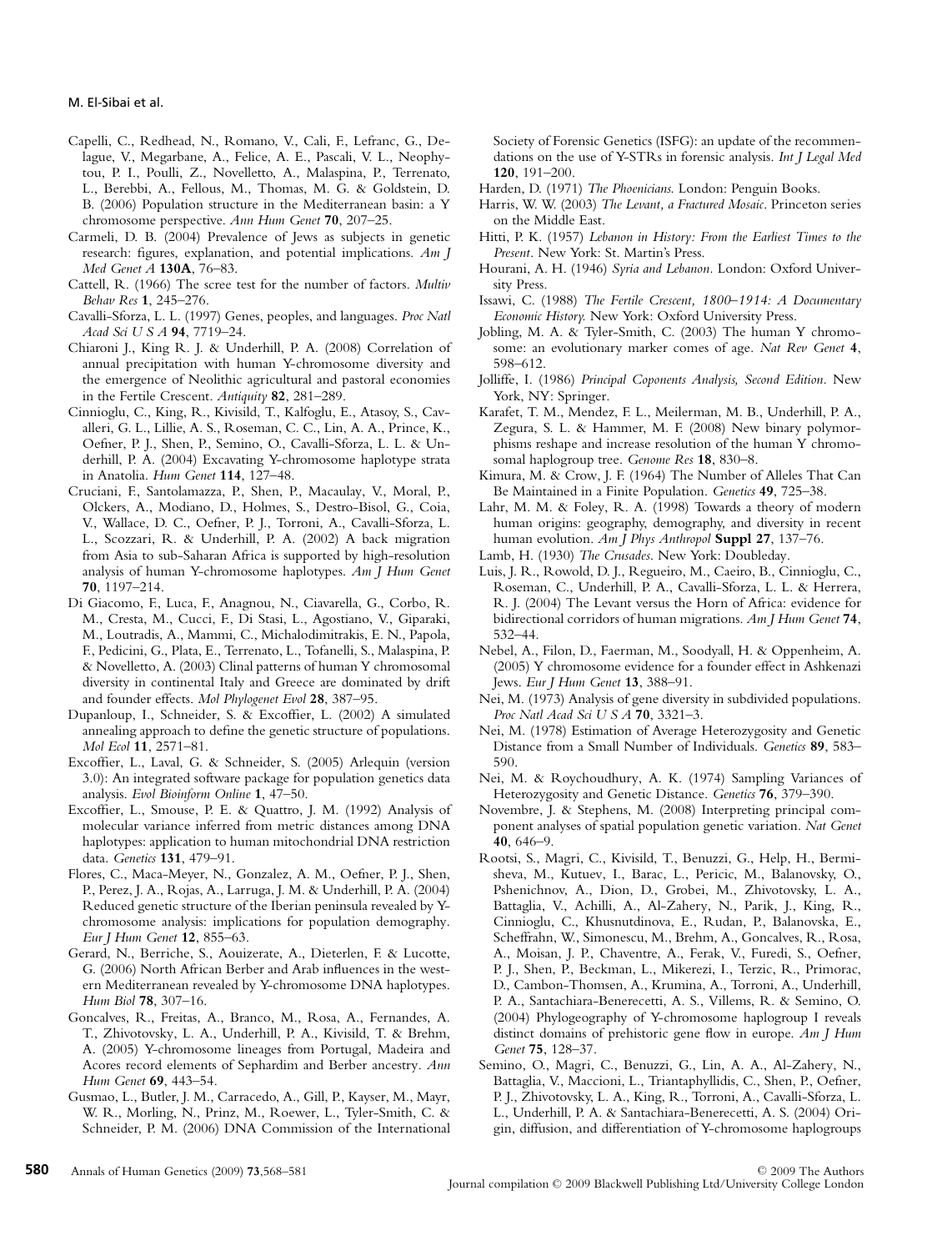Capelli, C., Redhead, N., Romano, V., Cali, F., Lefranc, G., Delague, V., Megarbane, A., Felice, A. E., Pascali, V. L., Neophytou, P. I., Poulli, Z., Novelletto, A., Malaspina, P., Terrenato, L., Berebbi, A., Fellous, M., Thomas, M. G. & Goldstein, D. B. (2006) Population structure in the Mediterranean basin: a Y chromosome perspective. *Ann Hum Genet* **70**, 207–25.

Carmeli, D. B. (2004) Prevalence of Jews as subjects in genetic research: figures, explanation, and potential implications. *Am J Med Genet A* **130A**, 76–83.

Cattell, R. (1966) The scree test for the number of factors. *Multiv Behav Res* **1**, 245–276.

Cavalli-Sforza, L. L. (1997) Genes, peoples, and languages. *Proc Natl Acad Sci U S A* **94**, 7719–24.

Chiaroni J., King R. J. & Underhill, P. A. (2008) Correlation of annual precipitation with human Y-chromosome diversity and the emergence of Neolithic agricultural and pastoral economies in the Fertile Crescent. *Antiquity* **82**, 281–289.

Cinnioglu, C., King, R., Kivisild, T., Kalfoglu, E., Atasoy, S., Cavalleri, G. L., Lillie, A. S., Roseman, C. C., Lin, A. A., Prince, K., Oefner, P. J., Shen, P., Semino, O., Cavalli-Sforza, L. L. & Underhill, P. A. (2004) Excavating Y-chromosome haplotype strata in Anatolia. *Hum Genet* **114**, 127–48.

Cruciani, F., Santolamazza, P., Shen, P., Macaulay, V., Moral, P., Olckers, A., Modiano, D., Holmes, S., Destro-Bisol, G., Coia, V., Wallace, D. C., Oefner, P. J., Torroni, A., Cavalli-Sforza, L. L., Scozzari, R. & Underhill, P. A. (2002) A back migration from Asia to sub-Saharan Africa is supported by high-resolution analysis of human Y-chromosome haplotypes. *Am J Hum Genet* **70**, 1197–214.

Di Giacomo, F., Luca, F., Anagnou, N., Ciavarella, G., Corbo, R. M., Cresta, M., Cucci, F., Di Stasi, L., Agostiano, V., Giparaki, M., Loutradis, A., Mammi, C., Michalodimitrakis, E. N., Papola, F., Pedicini, G., Plata, E., Terrenato, L., Tofanelli, S., Malaspina, P. & Novelletto, A. (2003) Clinal patterns of human Y chromosomal diversity in continental Italy and Greece are dominated by drift and founder effects. *Mol Phylogenet Evol* **28**, 387–95.

Dupanloup, I., Schneider, S. & Excoffier, L. (2002) A simulated annealing approach to define the genetic structure of populations. *Mol Ecol* **11**, 2571–81.

Excoffier, L., Laval, G. & Schneider, S. (2005) Arlequin (version 3.0): An integrated software package for population genetics data analysis. *Evol Bioinform Online* **1**, 47–50.

Excoffier, L., Smouse, P. E. & Quattro, J. M. (1992) Analysis of molecular variance inferred from metric distances among DNA haplotypes: application to human mitochondrial DNA restriction data. *Genetics* **131**, 479–91.

Flores, C., Maca-Meyer, N., Gonzalez, A. M., Oefner, P. J., Shen, P., Perez, J. A., Rojas, A., Larruga, J. M. & Underhill, P. A. (2004) Reduced genetic structure of the Iberian peninsula revealed by Y-chromosome analysis: implications for population demography. *Eur J Hum Genet* **12**, 855–63.

Gerard, N., Berriche, S., Aouizerate, A., Dieterlen, F. & Lucotte, G. (2006) North African Berber and Arab influences in the western Mediterranean revealed by Y-chromosome DNA haplotypes. *Hum Biol* **78**, 307–16.

Goncalves, R., Freitas, A., Branco, M., Rosa, A., Fernandes, A. T., Zhivotovsky, L. A., Underhill, P. A., Kivisild, T. & Brehm, A. (2005) Y-chromosome lineages from Portugal, Madeira and Acores record elements of Sephardim and Berber ancestry. *Ann Hum Genet* **69**, 443–54.

Gusmao, L., Butler, J. M., Carracedo, A., Gill, P., Kayser, M., Mayr, W. R., Morling, N., Prinz, M., Roewer, L., Tyler-Smith, C. & Schneider, P. M. (2006) DNA Commission of the International Society of Forensic Genetics (ISFG): an update of the recommendations on the use of Y-STRs in forensic analysis. *Int J Legal Med* **120**, 191–200.

Harden, D. (1971) *The Phoenicians.* London: Penguin Books.

Harris, W. W. (2003) *The Levant, a Fractured Mosaic*. Princeton series on the Middle East.

Hitti, P. K. (1957) *Lebanon in History: From the Earliest Times to the Present*. New York: St. Martin's Press.

Hourani, A. H. (1946) *Syria and Lebanon*. London: Oxford University Press.

Issawi, C. (1988) *The Fertile Crescent, 1800–1914: A Documentary Economic History.* New York: Oxford University Press.

Jobling, M. A. & Tyler-Smith, C. (2003) The human Y chromosome: an evolutionary marker comes of age. *Nat Rev Genet* **4**, 598–612.

Jolliffe, I. (1986) *Principal Coponents Analysis, Second Edition*. New York, NY: Springer.

Karafet, T. M., Mendez, F. L., Meilerman, M. B., Underhill, P. A., Zegura, S. L. & Hammer, M. F. (2008) New binary polymorphisms reshape and increase resolution of the human Y chromosomal haplogroup tree. *Genome Res* **18**, 830–8.

Kimura, M. & Crow, J. F. (1964) The Number of Alleles That Can Be Maintained in a Finite Population. *Genetics* **49**, 725–38.

Lahr, M. M. & Foley, R. A. (1998) Towards a theory of modern human origins: geography, demography, and diversity in recent human evolution. *Am J Phys Anthropol* **Suppl 27**, 137–76.

Lamb, H. (1930) *The Crusades*. New York: Doubleday.

Luis, J. R., Rowold, D. J., Regueiro, M., Caeiro, B., Cinnioglu, C., Roseman, C., Underhill, P. A., Cavalli-Sforza, L. L. & Herrera, R. J. (2004) The Levant versus the Horn of Africa: evidence for bidirectional corridors of human migrations. *Am J Hum Genet* **74**, 532–44.

Nebel, A., Filon, D., Faerman, M., Soodyall, H. & Oppenheim, A. (2005) Y chromosome evidence for a founder effect in Ashkenazi Jews. *Eur J Hum Genet* **13**, 388–91.

Nei, M. (1973) Analysis of gene diversity in subdivided populations. *Proc Natl Acad Sci U S A* **70**, 3321–3.

Nei, M. (1978) Estimation of Average Heterozygosity and Genetic Distance from a Small Number of Individuals. *Genetics* **89**, 583–590.

Nei, M. & Roychoudhury, A. K. (1974) Sampling Variances of Heterozygosity and Genetic Distance. *Genetics* **76**, 379–390.

Novembre, J. & Stephens, M. (2008) Interpreting principal component analyses of spatial population genetic variation. *Nat Genet* **40**, 646–9.

Rootsi, S., Magri, C., Kivisild, T., Benuzzi, G., Help, H., Bermisheva, M., Kutuev, I., Barac, L., Pericic, M., Balanovsky, O., Pshenichnov, A., Dion, D., Grobei, M., Zhivotovsky, L. A., Battaglia, V., Achilli, A., Al-Zahery, N., Parik, J., King, R., Cinnioglu, C., Khusnutdinova, E., Rudan, P., Balanovska, E., Scheffrahn, W., Simonescu, M., Brehm, A., Goncalves, R., Rosa, A., Moisan, J. P., Chaventre, A., Ferak, V., Furedi, S., Oefner, P. J., Shen, P., Beckman, L., Mikerezi, I., Terzic, R., Primorac, D., Cambon-Thomsen, A., Krumina, A., Torroni, A., Underhill, P. A., Santachiara-Benerecetti, A. S., Villems, R. & Semino, O. (2004) Phylogeography of Y-chromosome haplogroup I reveals distinct domains of prehistoric gene flow in europe. *Am J Hum Genet* **75**, 128–37.

Semino, O., Magri, C., Benuzzi, G., Lin, A. A., Al-Zahery, N., Battaglia, V., Maccioni, L., Triantaphyllidis, C., Shen, P., Oefner, P. J., Zhivotovsky, L. A., King, R., Torroni, A., Cavalli-Sforza, L. L., Underhill, P. A. & Santachiara-Benerecetti, A. S. (2004) Origin, diffusion, and differentiation of Y-chromosome haplogroups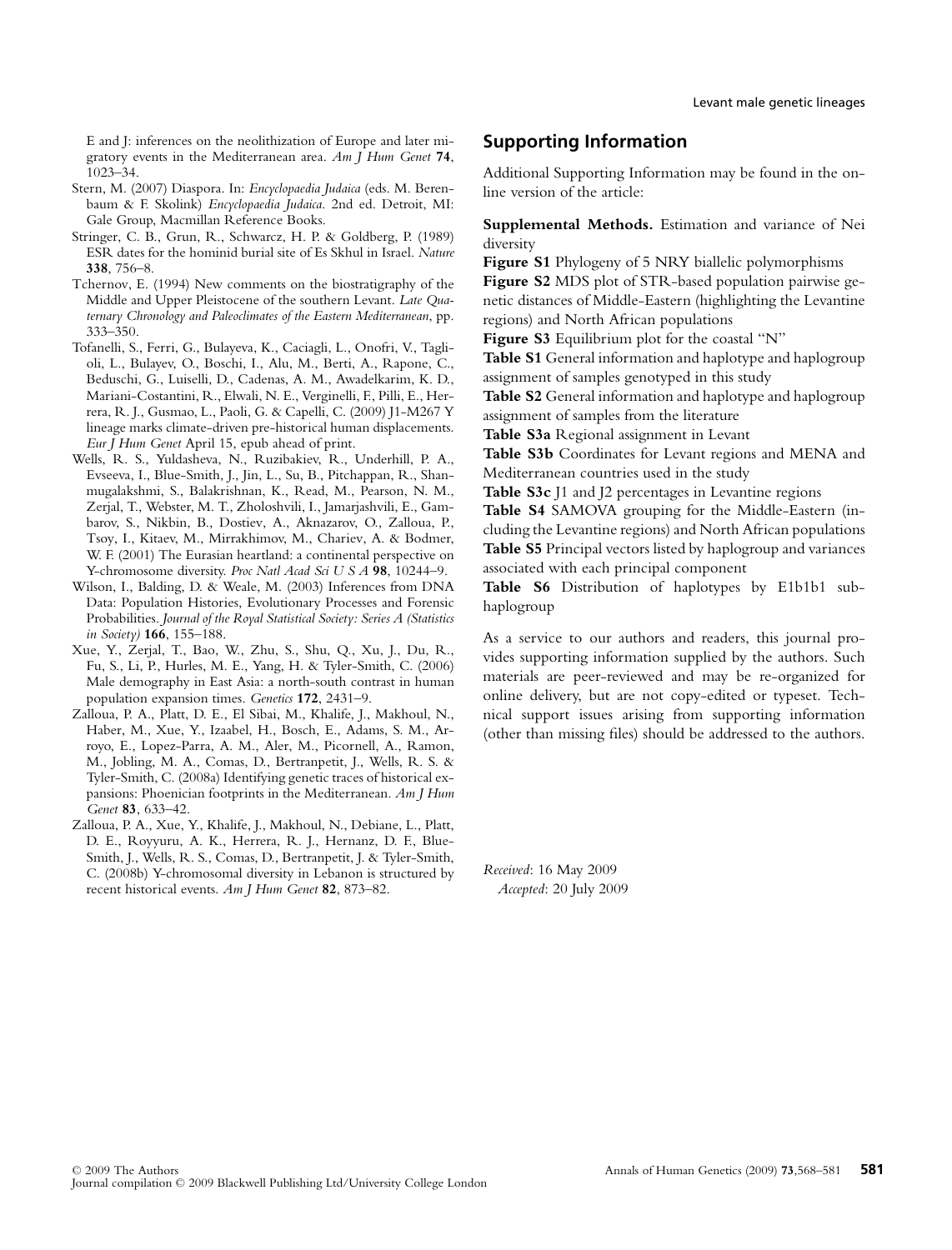E and J: inferences on the neolithization of Europe and later migratory events in the Mediterranean area. *Am J Hum Genet* **74**, 1023–34.

Stern, M. (2007) Diaspora. In: *Encyclopaedia Judaica* (eds. M. Berenbaum & F. Skolink) *Encyclopaedia Judaica*. 2nd ed. Detroit, MI: Gale Group, Macmillan Reference Books.

Stringer, C. B., Grun, R., Schwarcz, H. P. & Goldberg, P. (1989) ESR dates for the hominid burial site of Es Skhul in Israel. *Nature* **338**, 756–8.

Tchernov, E. (1994) New comments on the biostratigraphy of the Middle and Upper Pleistocene of the southern Levant. *Late Quaternary Chronology and Paleoclimates of the Eastern Mediterranean*, pp. 333–350.

Tofanelli, S., Ferri, G., Bulayeva, K., Caciagli, L., Onofri, V., Taglioli, L., Bulayev, O., Boschi, I., Alu, M., Berti, A., Rapone, C., Beduschi, G., Luiselli, D., Cadenas, A. M., Awadelkarim, K. D., Mariani-Costantini, R., Elwali, N. E., Verginelli, F., Pilli, E., Herrera, R. J., Gusmao, L., Paoli, G. & Capelli, C. (2009) J1-M267 Y lineage marks climate-driven pre-historical human displacements. *Eur J Hum Genet* April 15, epub ahead of print.

Wells, R. S., Yuldasheva, N., Ruzibakiev, R., Underhill, P. A., Evseeva, I., Blue-Smith, J., Jin, L., Su, B., Pitchappan, R., Shanmugalakshmi, S., Balakrishnan, K., Read, M., Pearson, N. M., Zerjal, T., Webster, M. T., Zholoshvili, I., Jamarjashvili, E., Gambarov, S., Nikbin, B., Dostiev, A., Aknazarov, O., Zalloua, P., Tsoy, I., Kitaev, M., Mirrakhimov, M., Chariev, A. & Bodmer, W. F. (2001) The Eurasian heartland: a continental perspective on Y-chromosome diversity. *Proc Natl Acad Sci U S A* **98**, 10244–9.

Wilson, I., Balding, D. & Weale, M. (2003) Inferences from DNA Data: Population Histories, Evolutionary Processes and Forensic Probabilities. *Journal of the Royal Statistical Society: Series A (Statistics in Society)* **166**, 155–188.

Xue, Y., Zerjal, T., Bao, W., Zhu, S., Shu, Q., Xu, J., Du, R., Fu, S., Li, P., Hurles, M. E., Yang, H. & Tyler-Smith, C. (2006) Male demography in East Asia: a north-south contrast in human population expansion times. *Genetics* **172**, 2431–9.

Zalloua, P. A., Platt, D. E., El Sibai, M., Khalife, J., Makhoul, N., Haber, M., Xue, Y., Izaabel, H., Bosch, E., Adams, S. M., Arroyo, E., Lopez-Parra, A. M., Aler, M., Picornell, A., Ramon, M., Jobling, M. A., Comas, D., Bertranpetit, J., Wells, R. S. & Tyler-Smith, C. (2008a) Identifying genetic traces of historical expansions: Phoenician footprints in the Mediterranean. *Am J Hum Genet* **83**, 633–42.

Zalloua, P. A., Xue, Y., Khalife, J., Makhoul, N., Debiane, L., Platt, D. E., Royyuru, A. K., Herrera, R. J., Hernanz, D. F., Blue-Smith, J., Wells, R. S., Comas, D., Bertranpetit, J. & Tyler-Smith, C. (2008b) Y-chromosomal diversity in Lebanon is structured by recent historical events. *Am J Hum Genet* **82**, 873–82.

## Supporting Information

Additional Supporting Information may be found in the online version of the article:

**Supplemental Methods.** Estimation and variance of Nei diversity

**Figure S1** Phylogeny of 5 NRY biallelic polymorphisms

**Figure S2** MDS plot of STR-based population pairwise genetic distances of Middle-Eastern (highlighting the Levantine regions) and North African populations

**Figure S3** Equilibrium plot for the coastal "N"

**Table S1** General information and haplotype and haplogroup assignment of samples genotyped in this study

**Table S2** General information and haplotype and haplogroup assignment of samples from the literature

**Table S3a** Regional assignment in Levant

**Table S3b** Coordinates for Levant regions and MENA and Mediterranean countries used in the study

**Table S3c** J1 and J2 percentages in Levantine regions

**Table S4** SAMOVA grouping for the Middle-Eastern (including the Levantine regions) and North African populations

**Table S5** Principal vectors listed by haplogroup and variances associated with each principal component

**Table S6** Distribution of haplotypes by E1b1b1 subhaplogroup

As a service to our authors and readers, this journal provides supporting information supplied by the authors. Such materials are peer-reviewed and may be re-organized for online delivery, but are not copy-edited or typeset. Technical support issues arising from supporting information (other than missing files) should be addressed to the authors.

*Received*: 16 May 2009
*Accepted*: 20 July 2009